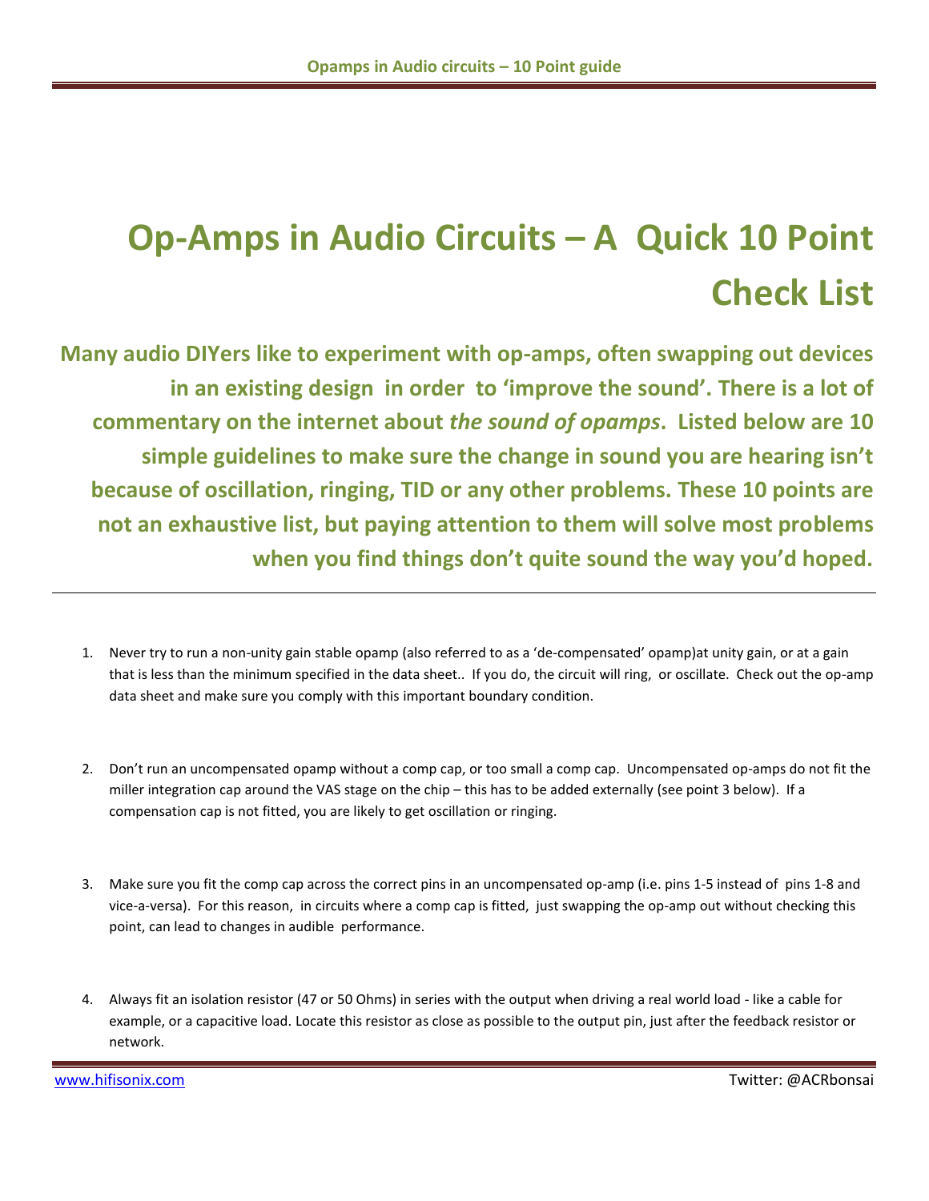# Op-Amps in Audio Circuits – A Quick 10 Point Check List

**Many audio DIYers like to experiment with op-amps, often swapping out devices in an existing design in order to 'improve the sound'. There is a lot of commentary on the internet about *the sound of opamps*. Listed below are 10 simple guidelines to make sure the change in sound you are hearing isn't because of oscillation, ringing, TID or any other problems. These 10 points are not an exhaustive list, but paying attention to them will solve most problems when you find things don't quite sound the way you'd hoped.**

---

1. Never try to run a non-unity gain stable opamp (also referred to as a 'de-compensated' opamp)at unity gain, or at a gain that is less than the minimum specified in the data sheet.. If you do, the circuit will ring, or oscillate. Check out the op-amp data sheet and make sure you comply with this important boundary condition.

2. Don't run an uncompensated opamp without a comp cap, or too small a comp cap. Uncompensated op-amps do not fit the miller integration cap around the VAS stage on the chip – this has to be added externally (see point 3 below). If a compensation cap is not fitted, you are likely to get oscillation or ringing.

3. Make sure you fit the comp cap across the correct pins in an uncompensated op-amp (i.e. pins 1-5 instead of pins 1-8 and vice-a-versa). For this reason, in circuits where a comp cap is fitted, just swapping the op-amp out without checking this point, can lead to changes in audible performance.

4. Always fit an isolation resistor (47 or 50 Ohms) in series with the output when driving a real world load - like a cable for example, or a capacitive load. Locate this resistor as close as possible to the output pin, just after the feedback resistor or network.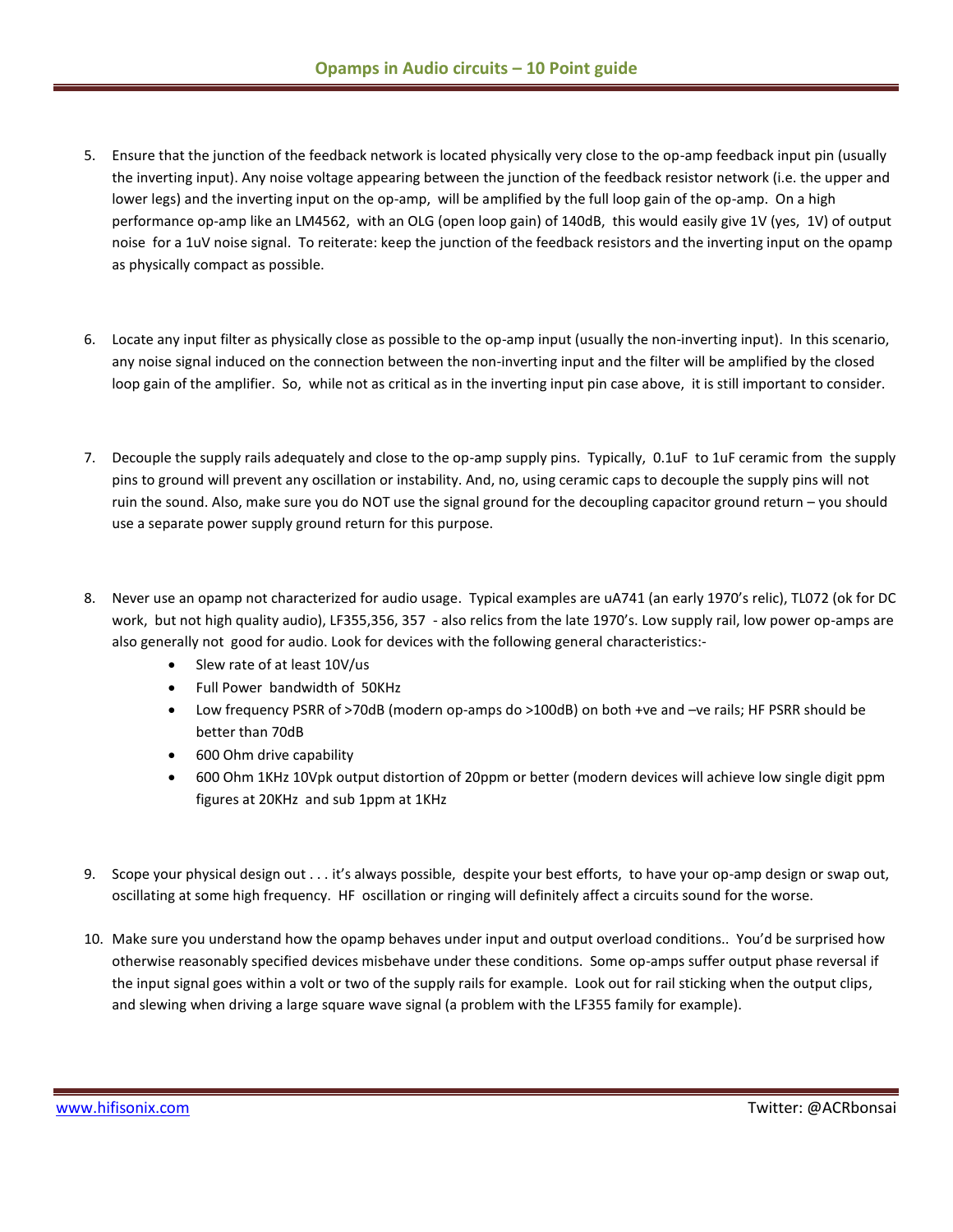5. Ensure that the junction of the feedback network is located physically very close to the op-amp feedback input pin (usually the inverting input). Any noise voltage appearing between the junction of the feedback resistor network (i.e. the upper and lower legs) and the inverting input on the op-amp, will be amplified by the full loop gain of the op-amp. On a high performance op-amp like an LM4562, with an OLG (open loop gain) of 140dB, this would easily give 1V (yes, 1V) of output noise for a 1uV noise signal. To reiterate: keep the junction of the feedback resistors and the inverting input on the opamp as physically compact as possible.

6. Locate any input filter as physically close as possible to the op-amp input (usually the non-inverting input). In this scenario, any noise signal induced on the connection between the non-inverting input and the filter will be amplified by the closed loop gain of the amplifier. So, while not as critical as in the inverting input pin case above, it is still important to consider.

7. Decouple the supply rails adequately and close to the op-amp supply pins. Typically, 0.1uF to 1uF ceramic from the supply pins to ground will prevent any oscillation or instability. And, no, using ceramic caps to decouple the supply pins will not ruin the sound. Also, make sure you do NOT use the signal ground for the decoupling capacitor ground return – you should use a separate power supply ground return for this purpose.

8. Never use an opamp not characterized for audio usage. Typical examples are uA741 (an early 1970's relic), TL072 (ok for DC work, but not high quality audio), LF355,356, 357 - also relics from the late 1970's. Low supply rail, low power op-amps are also generally not good for audio. Look for devices with the following general characteristics:-
   - Slew rate of at least 10V/us
   - Full Power bandwidth of 50KHz
   - Low frequency PSRR of >70dB (modern op-amps do >100dB) on both +ve and –ve rails; HF PSRR should be better than 70dB
   - 600 Ohm drive capability
   - 600 Ohm 1KHz 10Vpk output distortion of 20ppm or better (modern devices will achieve low single digit ppm figures at 20KHz and sub 1ppm at 1KHz

9. Scope your physical design out . . . it's always possible, despite your best efforts, to have your op-amp design or swap out, oscillating at some high frequency. HF oscillation or ringing will definitely affect a circuits sound for the worse.

10. Make sure you understand how the opamp behaves under input and output overload conditions.. You'd be surprised how otherwise reasonably specified devices misbehave under these conditions. Some op-amps suffer output phase reversal if the input signal goes within a volt or two of the supply rails for example. Look out for rail sticking when the output clips, and slewing when driving a large square wave signal (a problem with the LF355 family for example).